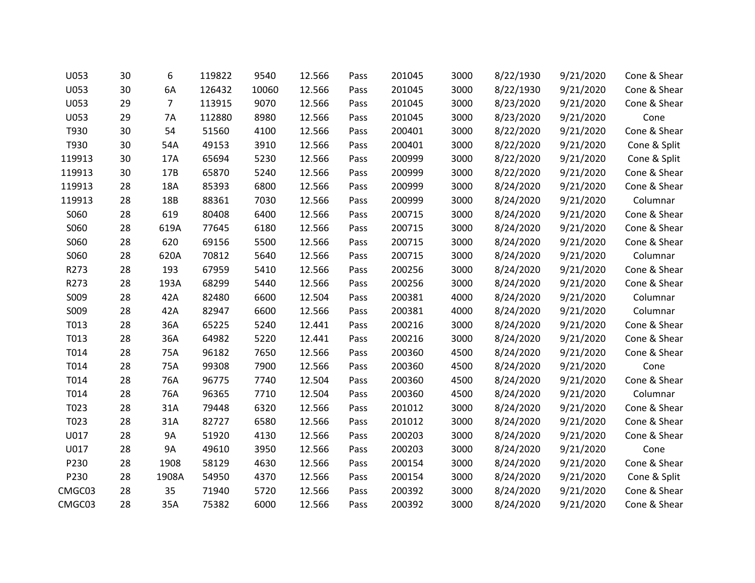| | | | | | | | | | | | |
|---|---|---|---|---|---|---|---|---|---|---|---|
| U053 | 30 | 6 | 119822 | 9540 | 12.566 | Pass | 201045 | 3000 | 8/22/1930 | 9/21/2020 | Cone & Shear |
| U053 | 30 | 6A | 126432 | 10060 | 12.566 | Pass | 201045 | 3000 | 8/22/1930 | 9/21/2020 | Cone & Shear |
| U053 | 29 | 7 | 113915 | 9070 | 12.566 | Pass | 201045 | 3000 | 8/23/2020 | 9/21/2020 | Cone & Shear |
| U053 | 29 | 7A | 112880 | 8980 | 12.566 | Pass | 201045 | 3000 | 8/23/2020 | 9/21/2020 | Cone |
| T930 | 30 | 54 | 51560 | 4100 | 12.566 | Pass | 200401 | 3000 | 8/22/2020 | 9/21/2020 | Cone & Shear |
| T930 | 30 | 54A | 49153 | 3910 | 12.566 | Pass | 200401 | 3000 | 8/22/2020 | 9/21/2020 | Cone & Split |
| 119913 | 30 | 17A | 65694 | 5230 | 12.566 | Pass | 200999 | 3000 | 8/22/2020 | 9/21/2020 | Cone & Split |
| 119913 | 30 | 17B | 65870 | 5240 | 12.566 | Pass | 200999 | 3000 | 8/22/2020 | 9/21/2020 | Cone & Shear |
| 119913 | 28 | 18A | 85393 | 6800 | 12.566 | Pass | 200999 | 3000 | 8/24/2020 | 9/21/2020 | Cone & Shear |
| 119913 | 28 | 18B | 88361 | 7030 | 12.566 | Pass | 200999 | 3000 | 8/24/2020 | 9/21/2020 | Columnar |
| S060 | 28 | 619 | 80408 | 6400 | 12.566 | Pass | 200715 | 3000 | 8/24/2020 | 9/21/2020 | Cone & Shear |
| S060 | 28 | 619A | 77645 | 6180 | 12.566 | Pass | 200715 | 3000 | 8/24/2020 | 9/21/2020 | Cone & Shear |
| S060 | 28 | 620 | 69156 | 5500 | 12.566 | Pass | 200715 | 3000 | 8/24/2020 | 9/21/2020 | Cone & Shear |
| S060 | 28 | 620A | 70812 | 5640 | 12.566 | Pass | 200715 | 3000 | 8/24/2020 | 9/21/2020 | Columnar |
| R273 | 28 | 193 | 67959 | 5410 | 12.566 | Pass | 200256 | 3000 | 8/24/2020 | 9/21/2020 | Cone & Shear |
| R273 | 28 | 193A | 68299 | 5440 | 12.566 | Pass | 200256 | 3000 | 8/24/2020 | 9/21/2020 | Cone & Shear |
| S009 | 28 | 42A | 82480 | 6600 | 12.504 | Pass | 200381 | 4000 | 8/24/2020 | 9/21/2020 | Columnar |
| S009 | 28 | 42A | 82947 | 6600 | 12.566 | Pass | 200381 | 4000 | 8/24/2020 | 9/21/2020 | Columnar |
| T013 | 28 | 36A | 65225 | 5240 | 12.441 | Pass | 200216 | 3000 | 8/24/2020 | 9/21/2020 | Cone & Shear |
| T013 | 28 | 36A | 64982 | 5220 | 12.441 | Pass | 200216 | 3000 | 8/24/2020 | 9/21/2020 | Cone & Shear |
| T014 | 28 | 75A | 96182 | 7650 | 12.566 | Pass | 200360 | 4500 | 8/24/2020 | 9/21/2020 | Cone & Shear |
| T014 | 28 | 75A | 99308 | 7900 | 12.566 | Pass | 200360 | 4500 | 8/24/2020 | 9/21/2020 | Cone |
| T014 | 28 | 76A | 96775 | 7740 | 12.504 | Pass | 200360 | 4500 | 8/24/2020 | 9/21/2020 | Cone & Shear |
| T014 | 28 | 76A | 96365 | 7710 | 12.504 | Pass | 200360 | 4500 | 8/24/2020 | 9/21/2020 | Columnar |
| T023 | 28 | 31A | 79448 | 6320 | 12.566 | Pass | 201012 | 3000 | 8/24/2020 | 9/21/2020 | Cone & Shear |
| T023 | 28 | 31A | 82727 | 6580 | 12.566 | Pass | 201012 | 3000 | 8/24/2020 | 9/21/2020 | Cone & Shear |
| U017 | 28 | 9A | 51920 | 4130 | 12.566 | Pass | 200203 | 3000 | 8/24/2020 | 9/21/2020 | Cone & Shear |
| U017 | 28 | 9A | 49610 | 3950 | 12.566 | Pass | 200203 | 3000 | 8/24/2020 | 9/21/2020 | Cone |
| P230 | 28 | 1908 | 58129 | 4630 | 12.566 | Pass | 200154 | 3000 | 8/24/2020 | 9/21/2020 | Cone & Shear |
| P230 | 28 | 1908A | 54950 | 4370 | 12.566 | Pass | 200154 | 3000 | 8/24/2020 | 9/21/2020 | Cone & Split |
| CMGC03 | 28 | 35 | 71940 | 5720 | 12.566 | Pass | 200392 | 3000 | 8/24/2020 | 9/21/2020 | Cone & Shear |
| CMGC03 | 28 | 35A | 75382 | 6000 | 12.566 | Pass | 200392 | 3000 | 8/24/2020 | 9/21/2020 | Cone & Shear |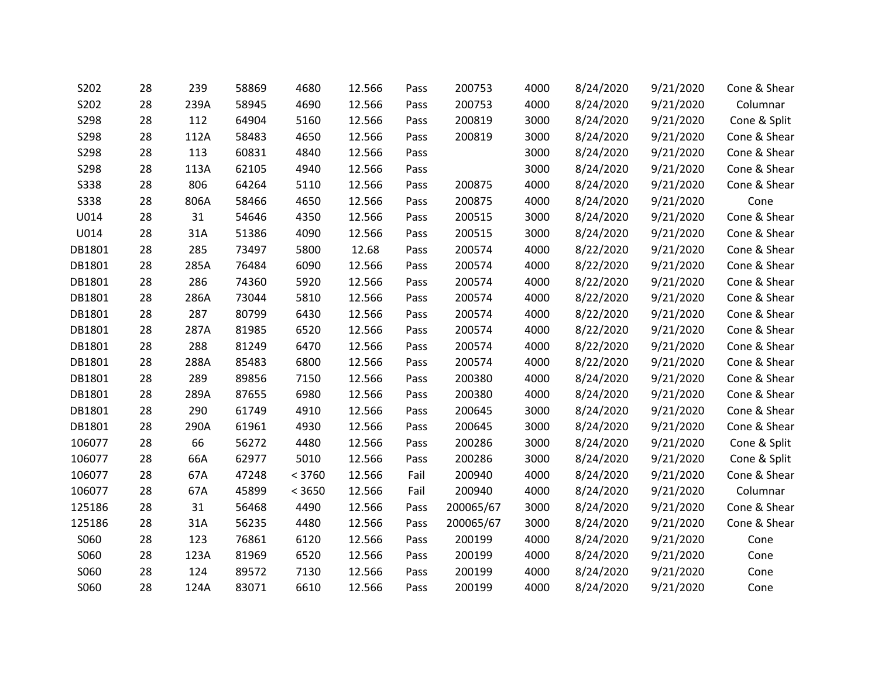| | | | | | | | | | | | |
|---|---|---|---|---|---|---|---|---|---|---|---|
| S202 | 28 | 239 | 58869 | 4680 | 12.566 | Pass | 200753 | 4000 | 8/24/2020 | 9/21/2020 | Cone & Shear |
| S202 | 28 | 239A | 58945 | 4690 | 12.566 | Pass | 200753 | 4000 | 8/24/2020 | 9/21/2020 | Columnar |
| S298 | 28 | 112 | 64904 | 5160 | 12.566 | Pass | 200819 | 3000 | 8/24/2020 | 9/21/2020 | Cone & Split |
| S298 | 28 | 112A | 58483 | 4650 | 12.566 | Pass | 200819 | 3000 | 8/24/2020 | 9/21/2020 | Cone & Shear |
| S298 | 28 | 113 | 60831 | 4840 | 12.566 | Pass | | 3000 | 8/24/2020 | 9/21/2020 | Cone & Shear |
| S298 | 28 | 113A | 62105 | 4940 | 12.566 | Pass | | 3000 | 8/24/2020 | 9/21/2020 | Cone & Shear |
| S338 | 28 | 806 | 64264 | 5110 | 12.566 | Pass | 200875 | 4000 | 8/24/2020 | 9/21/2020 | Cone & Shear |
| S338 | 28 | 806A | 58466 | 4650 | 12.566 | Pass | 200875 | 4000 | 8/24/2020 | 9/21/2020 | Cone |
| U014 | 28 | 31 | 54646 | 4350 | 12.566 | Pass | 200515 | 3000 | 8/24/2020 | 9/21/2020 | Cone & Shear |
| U014 | 28 | 31A | 51386 | 4090 | 12.566 | Pass | 200515 | 3000 | 8/24/2020 | 9/21/2020 | Cone & Shear |
| DB1801 | 28 | 285 | 73497 | 5800 | 12.68 | Pass | 200574 | 4000 | 8/22/2020 | 9/21/2020 | Cone & Shear |
| DB1801 | 28 | 285A | 76484 | 6090 | 12.566 | Pass | 200574 | 4000 | 8/22/2020 | 9/21/2020 | Cone & Shear |
| DB1801 | 28 | 286 | 74360 | 5920 | 12.566 | Pass | 200574 | 4000 | 8/22/2020 | 9/21/2020 | Cone & Shear |
| DB1801 | 28 | 286A | 73044 | 5810 | 12.566 | Pass | 200574 | 4000 | 8/22/2020 | 9/21/2020 | Cone & Shear |
| DB1801 | 28 | 287 | 80799 | 6430 | 12.566 | Pass | 200574 | 4000 | 8/22/2020 | 9/21/2020 | Cone & Shear |
| DB1801 | 28 | 287A | 81985 | 6520 | 12.566 | Pass | 200574 | 4000 | 8/22/2020 | 9/21/2020 | Cone & Shear |
| DB1801 | 28 | 288 | 81249 | 6470 | 12.566 | Pass | 200574 | 4000 | 8/22/2020 | 9/21/2020 | Cone & Shear |
| DB1801 | 28 | 288A | 85483 | 6800 | 12.566 | Pass | 200574 | 4000 | 8/22/2020 | 9/21/2020 | Cone & Shear |
| DB1801 | 28 | 289 | 89856 | 7150 | 12.566 | Pass | 200380 | 4000 | 8/24/2020 | 9/21/2020 | Cone & Shear |
| DB1801 | 28 | 289A | 87655 | 6980 | 12.566 | Pass | 200380 | 4000 | 8/24/2020 | 9/21/2020 | Cone & Shear |
| DB1801 | 28 | 290 | 61749 | 4910 | 12.566 | Pass | 200645 | 3000 | 8/24/2020 | 9/21/2020 | Cone & Shear |
| DB1801 | 28 | 290A | 61961 | 4930 | 12.566 | Pass | 200645 | 3000 | 8/24/2020 | 9/21/2020 | Cone & Shear |
| 106077 | 28 | 66 | 56272 | 4480 | 12.566 | Pass | 200286 | 3000 | 8/24/2020 | 9/21/2020 | Cone & Split |
| 106077 | 28 | 66A | 62977 | 5010 | 12.566 | Pass | 200286 | 3000 | 8/24/2020 | 9/21/2020 | Cone & Split |
| 106077 | 28 | 67A | 47248 | < 3760 | 12.566 | Fail | 200940 | 4000 | 8/24/2020 | 9/21/2020 | Cone & Shear |
| 106077 | 28 | 67A | 45899 | < 3650 | 12.566 | Fail | 200940 | 4000 | 8/24/2020 | 9/21/2020 | Columnar |
| 125186 | 28 | 31 | 56468 | 4490 | 12.566 | Pass | 200065/67 | 3000 | 8/24/2020 | 9/21/2020 | Cone & Shear |
| 125186 | 28 | 31A | 56235 | 4480 | 12.566 | Pass | 200065/67 | 3000 | 8/24/2020 | 9/21/2020 | Cone & Shear |
| S060 | 28 | 123 | 76861 | 6120 | 12.566 | Pass | 200199 | 4000 | 8/24/2020 | 9/21/2020 | Cone |
| S060 | 28 | 123A | 81969 | 6520 | 12.566 | Pass | 200199 | 4000 | 8/24/2020 | 9/21/2020 | Cone |
| S060 | 28 | 124 | 89572 | 7130 | 12.566 | Pass | 200199 | 4000 | 8/24/2020 | 9/21/2020 | Cone |
| S060 | 28 | 124A | 83071 | 6610 | 12.566 | Pass | 200199 | 4000 | 8/24/2020 | 9/21/2020 | Cone |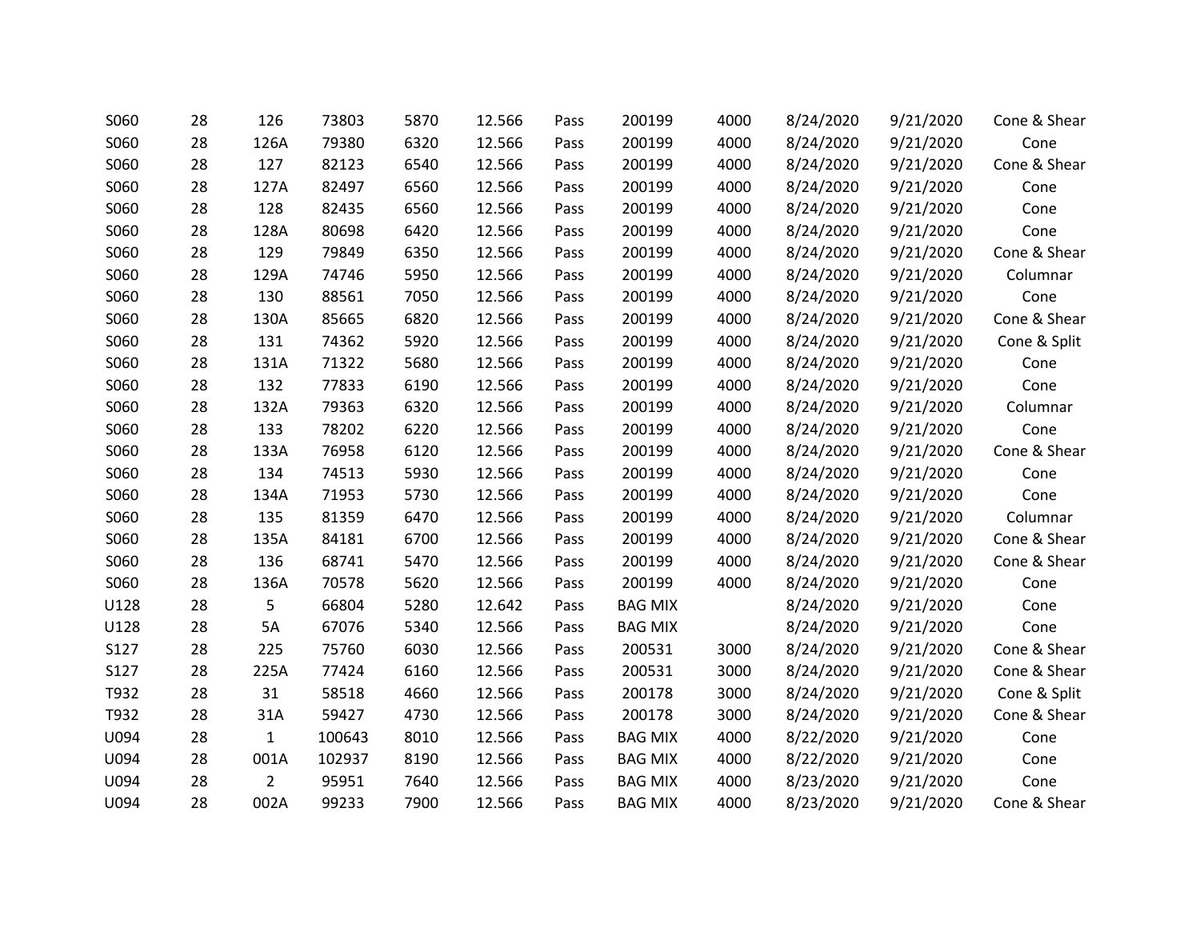|  |  |  |  |  |  |  |  |  |  |  |  |
|---|---|---|---|---|---|---|---|---|---|---|---|
| S060 | 28 | 126 | 73803 | 5870 | 12.566 | Pass | 200199 | 4000 | 8/24/2020 | 9/21/2020 | Cone & Shear |
| S060 | 28 | 126A | 79380 | 6320 | 12.566 | Pass | 200199 | 4000 | 8/24/2020 | 9/21/2020 | Cone |
| S060 | 28 | 127 | 82123 | 6540 | 12.566 | Pass | 200199 | 4000 | 8/24/2020 | 9/21/2020 | Cone & Shear |
| S060 | 28 | 127A | 82497 | 6560 | 12.566 | Pass | 200199 | 4000 | 8/24/2020 | 9/21/2020 | Cone |
| S060 | 28 | 128 | 82435 | 6560 | 12.566 | Pass | 200199 | 4000 | 8/24/2020 | 9/21/2020 | Cone |
| S060 | 28 | 128A | 80698 | 6420 | 12.566 | Pass | 200199 | 4000 | 8/24/2020 | 9/21/2020 | Cone |
| S060 | 28 | 129 | 79849 | 6350 | 12.566 | Pass | 200199 | 4000 | 8/24/2020 | 9/21/2020 | Cone & Shear |
| S060 | 28 | 129A | 74746 | 5950 | 12.566 | Pass | 200199 | 4000 | 8/24/2020 | 9/21/2020 | Columnar |
| S060 | 28 | 130 | 88561 | 7050 | 12.566 | Pass | 200199 | 4000 | 8/24/2020 | 9/21/2020 | Cone |
| S060 | 28 | 130A | 85665 | 6820 | 12.566 | Pass | 200199 | 4000 | 8/24/2020 | 9/21/2020 | Cone & Shear |
| S060 | 28 | 131 | 74362 | 5920 | 12.566 | Pass | 200199 | 4000 | 8/24/2020 | 9/21/2020 | Cone & Split |
| S060 | 28 | 131A | 71322 | 5680 | 12.566 | Pass | 200199 | 4000 | 8/24/2020 | 9/21/2020 | Cone |
| S060 | 28 | 132 | 77833 | 6190 | 12.566 | Pass | 200199 | 4000 | 8/24/2020 | 9/21/2020 | Cone |
| S060 | 28 | 132A | 79363 | 6320 | 12.566 | Pass | 200199 | 4000 | 8/24/2020 | 9/21/2020 | Columnar |
| S060 | 28 | 133 | 78202 | 6220 | 12.566 | Pass | 200199 | 4000 | 8/24/2020 | 9/21/2020 | Cone |
| S060 | 28 | 133A | 76958 | 6120 | 12.566 | Pass | 200199 | 4000 | 8/24/2020 | 9/21/2020 | Cone & Shear |
| S060 | 28 | 134 | 74513 | 5930 | 12.566 | Pass | 200199 | 4000 | 8/24/2020 | 9/21/2020 | Cone |
| S060 | 28 | 134A | 71953 | 5730 | 12.566 | Pass | 200199 | 4000 | 8/24/2020 | 9/21/2020 | Cone |
| S060 | 28 | 135 | 81359 | 6470 | 12.566 | Pass | 200199 | 4000 | 8/24/2020 | 9/21/2020 | Columnar |
| S060 | 28 | 135A | 84181 | 6700 | 12.566 | Pass | 200199 | 4000 | 8/24/2020 | 9/21/2020 | Cone & Shear |
| S060 | 28 | 136 | 68741 | 5470 | 12.566 | Pass | 200199 | 4000 | 8/24/2020 | 9/21/2020 | Cone & Shear |
| S060 | 28 | 136A | 70578 | 5620 | 12.566 | Pass | 200199 | 4000 | 8/24/2020 | 9/21/2020 | Cone |
| U128 | 28 | 5 | 66804 | 5280 | 12.642 | Pass | BAG MIX |  | 8/24/2020 | 9/21/2020 | Cone |
| U128 | 28 | 5A | 67076 | 5340 | 12.566 | Pass | BAG MIX |  | 8/24/2020 | 9/21/2020 | Cone |
| S127 | 28 | 225 | 75760 | 6030 | 12.566 | Pass | 200531 | 3000 | 8/24/2020 | 9/21/2020 | Cone & Shear |
| S127 | 28 | 225A | 77424 | 6160 | 12.566 | Pass | 200531 | 3000 | 8/24/2020 | 9/21/2020 | Cone & Shear |
| T932 | 28 | 31 | 58518 | 4660 | 12.566 | Pass | 200178 | 3000 | 8/24/2020 | 9/21/2020 | Cone & Split |
| T932 | 28 | 31A | 59427 | 4730 | 12.566 | Pass | 200178 | 3000 | 8/24/2020 | 9/21/2020 | Cone & Shear |
| U094 | 28 | 1 | 100643 | 8010 | 12.566 | Pass | BAG MIX | 4000 | 8/22/2020 | 9/21/2020 | Cone |
| U094 | 28 | 001A | 102937 | 8190 | 12.566 | Pass | BAG MIX | 4000 | 8/22/2020 | 9/21/2020 | Cone |
| U094 | 28 | 2 | 95951 | 7640 | 12.566 | Pass | BAG MIX | 4000 | 8/23/2020 | 9/21/2020 | Cone |
| U094 | 28 | 002A | 99233 | 7900 | 12.566 | Pass | BAG MIX | 4000 | 8/23/2020 | 9/21/2020 | Cone & Shear |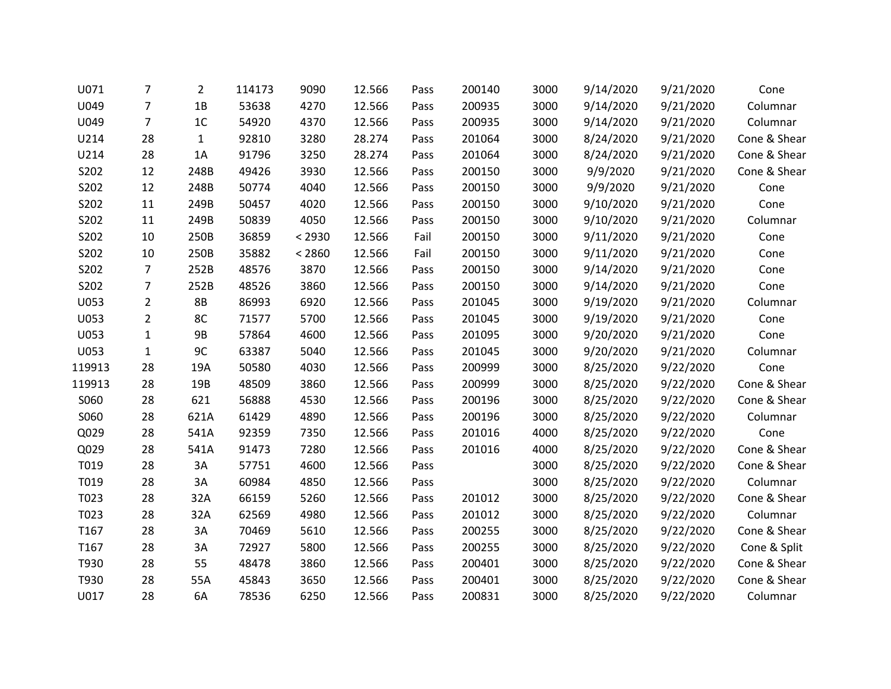| | | | | | | | | | | | |
|---|---|---|---|---|---|---|---|---|---|---|---|
| U071 | 7 | 2 | 114173 | 9090 | 12.566 | Pass | 200140 | 3000 | 9/14/2020 | 9/21/2020 | Cone |
| U049 | 7 | 1B | 53638 | 4270 | 12.566 | Pass | 200935 | 3000 | 9/14/2020 | 9/21/2020 | Columnar |
| U049 | 7 | 1C | 54920 | 4370 | 12.566 | Pass | 200935 | 3000 | 9/14/2020 | 9/21/2020 | Columnar |
| U214 | 28 | 1 | 92810 | 3280 | 28.274 | Pass | 201064 | 3000 | 8/24/2020 | 9/21/2020 | Cone & Shear |
| U214 | 28 | 1A | 91796 | 3250 | 28.274 | Pass | 201064 | 3000 | 8/24/2020 | 9/21/2020 | Cone & Shear |
| S202 | 12 | 248B | 49426 | 3930 | 12.566 | Pass | 200150 | 3000 | 9/9/2020 | 9/21/2020 | Cone & Shear |
| S202 | 12 | 248B | 50774 | 4040 | 12.566 | Pass | 200150 | 3000 | 9/9/2020 | 9/21/2020 | Cone |
| S202 | 11 | 249B | 50457 | 4020 | 12.566 | Pass | 200150 | 3000 | 9/10/2020 | 9/21/2020 | Cone |
| S202 | 11 | 249B | 50839 | 4050 | 12.566 | Pass | 200150 | 3000 | 9/10/2020 | 9/21/2020 | Columnar |
| S202 | 10 | 250B | 36859 | < 2930 | 12.566 | Fail | 200150 | 3000 | 9/11/2020 | 9/21/2020 | Cone |
| S202 | 10 | 250B | 35882 | < 2860 | 12.566 | Fail | 200150 | 3000 | 9/11/2020 | 9/21/2020 | Cone |
| S202 | 7 | 252B | 48576 | 3870 | 12.566 | Pass | 200150 | 3000 | 9/14/2020 | 9/21/2020 | Cone |
| S202 | 7 | 252B | 48526 | 3860 | 12.566 | Pass | 200150 | 3000 | 9/14/2020 | 9/21/2020 | Cone |
| U053 | 2 | 8B | 86993 | 6920 | 12.566 | Pass | 201045 | 3000 | 9/19/2020 | 9/21/2020 | Columnar |
| U053 | 2 | 8C | 71577 | 5700 | 12.566 | Pass | 201045 | 3000 | 9/19/2020 | 9/21/2020 | Cone |
| U053 | 1 | 9B | 57864 | 4600 | 12.566 | Pass | 201095 | 3000 | 9/20/2020 | 9/21/2020 | Cone |
| U053 | 1 | 9C | 63387 | 5040 | 12.566 | Pass | 201045 | 3000 | 9/20/2020 | 9/21/2020 | Columnar |
| 119913 | 28 | 19A | 50580 | 4030 | 12.566 | Pass | 200999 | 3000 | 8/25/2020 | 9/22/2020 | Cone |
| 119913 | 28 | 19B | 48509 | 3860 | 12.566 | Pass | 200999 | 3000 | 8/25/2020 | 9/22/2020 | Cone & Shear |
| S060 | 28 | 621 | 56888 | 4530 | 12.566 | Pass | 200196 | 3000 | 8/25/2020 | 9/22/2020 | Cone & Shear |
| S060 | 28 | 621A | 61429 | 4890 | 12.566 | Pass | 200196 | 3000 | 8/25/2020 | 9/22/2020 | Columnar |
| Q029 | 28 | 541A | 92359 | 7350 | 12.566 | Pass | 201016 | 4000 | 8/25/2020 | 9/22/2020 | Cone |
| Q029 | 28 | 541A | 91473 | 7280 | 12.566 | Pass | 201016 | 4000 | 8/25/2020 | 9/22/2020 | Cone & Shear |
| T019 | 28 | 3A | 57751 | 4600 | 12.566 | Pass | | 3000 | 8/25/2020 | 9/22/2020 | Cone & Shear |
| T019 | 28 | 3A | 60984 | 4850 | 12.566 | Pass | | 3000 | 8/25/2020 | 9/22/2020 | Columnar |
| T023 | 28 | 32A | 66159 | 5260 | 12.566 | Pass | 201012 | 3000 | 8/25/2020 | 9/22/2020 | Cone & Shear |
| T023 | 28 | 32A | 62569 | 4980 | 12.566 | Pass | 201012 | 3000 | 8/25/2020 | 9/22/2020 | Columnar |
| T167 | 28 | 3A | 70469 | 5610 | 12.566 | Pass | 200255 | 3000 | 8/25/2020 | 9/22/2020 | Cone & Shear |
| T167 | 28 | 3A | 72927 | 5800 | 12.566 | Pass | 200255 | 3000 | 8/25/2020 | 9/22/2020 | Cone & Split |
| T930 | 28 | 55 | 48478 | 3860 | 12.566 | Pass | 200401 | 3000 | 8/25/2020 | 9/22/2020 | Cone & Shear |
| T930 | 28 | 55A | 45843 | 3650 | 12.566 | Pass | 200401 | 3000 | 8/25/2020 | 9/22/2020 | Cone & Shear |
| U017 | 28 | 6A | 78536 | 6250 | 12.566 | Pass | 200831 | 3000 | 8/25/2020 | 9/22/2020 | Columnar |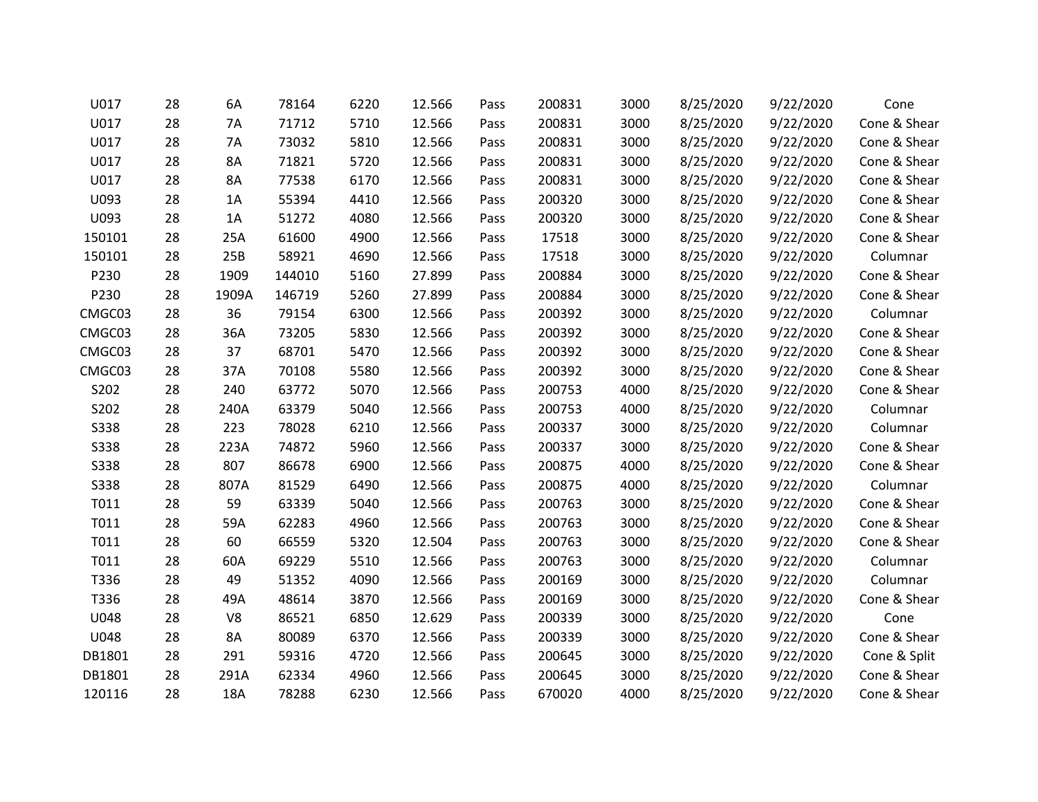| | | | | | | | | | | | |
|---|---|---|---|---|---|---|---|---|---|---|---|
| U017 | 28 | 6A | 78164 | 6220 | 12.566 | Pass | 200831 | 3000 | 8/25/2020 | 9/22/2020 | Cone |
| U017 | 28 | 7A | 71712 | 5710 | 12.566 | Pass | 200831 | 3000 | 8/25/2020 | 9/22/2020 | Cone & Shear |
| U017 | 28 | 7A | 73032 | 5810 | 12.566 | Pass | 200831 | 3000 | 8/25/2020 | 9/22/2020 | Cone & Shear |
| U017 | 28 | 8A | 71821 | 5720 | 12.566 | Pass | 200831 | 3000 | 8/25/2020 | 9/22/2020 | Cone & Shear |
| U017 | 28 | 8A | 77538 | 6170 | 12.566 | Pass | 200831 | 3000 | 8/25/2020 | 9/22/2020 | Cone & Shear |
| U093 | 28 | 1A | 55394 | 4410 | 12.566 | Pass | 200320 | 3000 | 8/25/2020 | 9/22/2020 | Cone & Shear |
| U093 | 28 | 1A | 51272 | 4080 | 12.566 | Pass | 200320 | 3000 | 8/25/2020 | 9/22/2020 | Cone & Shear |
| 150101 | 28 | 25A | 61600 | 4900 | 12.566 | Pass | 17518 | 3000 | 8/25/2020 | 9/22/2020 | Cone & Shear |
| 150101 | 28 | 25B | 58921 | 4690 | 12.566 | Pass | 17518 | 3000 | 8/25/2020 | 9/22/2020 | Columnar |
| P230 | 28 | 1909 | 144010 | 5160 | 27.899 | Pass | 200884 | 3000 | 8/25/2020 | 9/22/2020 | Cone & Shear |
| P230 | 28 | 1909A | 146719 | 5260 | 27.899 | Pass | 200884 | 3000 | 8/25/2020 | 9/22/2020 | Cone & Shear |
| CMGC03 | 28 | 36 | 79154 | 6300 | 12.566 | Pass | 200392 | 3000 | 8/25/2020 | 9/22/2020 | Columnar |
| CMGC03 | 28 | 36A | 73205 | 5830 | 12.566 | Pass | 200392 | 3000 | 8/25/2020 | 9/22/2020 | Cone & Shear |
| CMGC03 | 28 | 37 | 68701 | 5470 | 12.566 | Pass | 200392 | 3000 | 8/25/2020 | 9/22/2020 | Cone & Shear |
| CMGC03 | 28 | 37A | 70108 | 5580 | 12.566 | Pass | 200392 | 3000 | 8/25/2020 | 9/22/2020 | Cone & Shear |
| S202 | 28 | 240 | 63772 | 5070 | 12.566 | Pass | 200753 | 4000 | 8/25/2020 | 9/22/2020 | Cone & Shear |
| S202 | 28 | 240A | 63379 | 5040 | 12.566 | Pass | 200753 | 4000 | 8/25/2020 | 9/22/2020 | Columnar |
| S338 | 28 | 223 | 78028 | 6210 | 12.566 | Pass | 200337 | 3000 | 8/25/2020 | 9/22/2020 | Columnar |
| S338 | 28 | 223A | 74872 | 5960 | 12.566 | Pass | 200337 | 3000 | 8/25/2020 | 9/22/2020 | Cone & Shear |
| S338 | 28 | 807 | 86678 | 6900 | 12.566 | Pass | 200875 | 4000 | 8/25/2020 | 9/22/2020 | Cone & Shear |
| S338 | 28 | 807A | 81529 | 6490 | 12.566 | Pass | 200875 | 4000 | 8/25/2020 | 9/22/2020 | Columnar |
| T011 | 28 | 59 | 63339 | 5040 | 12.566 | Pass | 200763 | 3000 | 8/25/2020 | 9/22/2020 | Cone & Shear |
| T011 | 28 | 59A | 62283 | 4960 | 12.566 | Pass | 200763 | 3000 | 8/25/2020 | 9/22/2020 | Cone & Shear |
| T011 | 28 | 60 | 66559 | 5320 | 12.504 | Pass | 200763 | 3000 | 8/25/2020 | 9/22/2020 | Cone & Shear |
| T011 | 28 | 60A | 69229 | 5510 | 12.566 | Pass | 200763 | 3000 | 8/25/2020 | 9/22/2020 | Columnar |
| T336 | 28 | 49 | 51352 | 4090 | 12.566 | Pass | 200169 | 3000 | 8/25/2020 | 9/22/2020 | Columnar |
| T336 | 28 | 49A | 48614 | 3870 | 12.566 | Pass | 200169 | 3000 | 8/25/2020 | 9/22/2020 | Cone & Shear |
| U048 | 28 | V8 | 86521 | 6850 | 12.629 | Pass | 200339 | 3000 | 8/25/2020 | 9/22/2020 | Cone |
| U048 | 28 | 8A | 80089 | 6370 | 12.566 | Pass | 200339 | 3000 | 8/25/2020 | 9/22/2020 | Cone & Shear |
| DB1801 | 28 | 291 | 59316 | 4720 | 12.566 | Pass | 200645 | 3000 | 8/25/2020 | 9/22/2020 | Cone & Split |
| DB1801 | 28 | 291A | 62334 | 4960 | 12.566 | Pass | 200645 | 3000 | 8/25/2020 | 9/22/2020 | Cone & Shear |
| 120116 | 28 | 18A | 78288 | 6230 | 12.566 | Pass | 670020 | 4000 | 8/25/2020 | 9/22/2020 | Cone & Shear |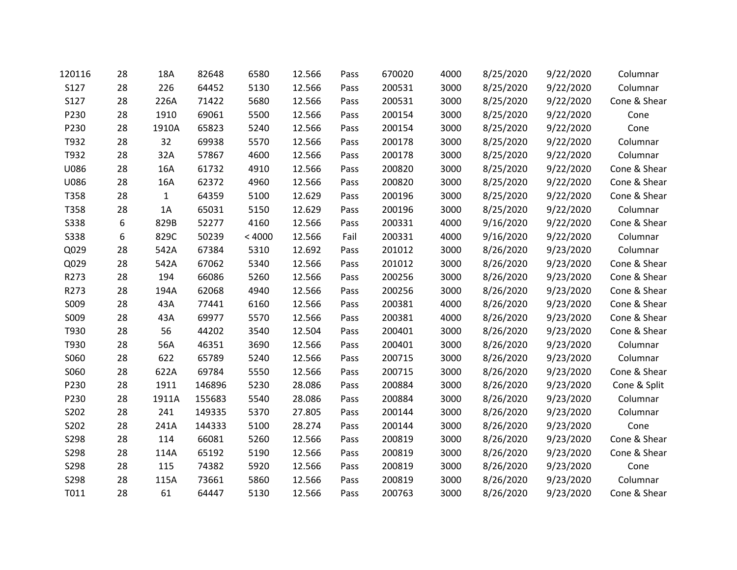| | | | | | | | | | | | |
|---|---|---|---|---|---|---|---|---|---|---|---|
| 120116 | 28 | 18A | 82648 | 6580 | 12.566 | Pass | 670020 | 4000 | 8/25/2020 | 9/22/2020 | Columnar |
| S127 | 28 | 226 | 64452 | 5130 | 12.566 | Pass | 200531 | 3000 | 8/25/2020 | 9/22/2020 | Columnar |
| S127 | 28 | 226A | 71422 | 5680 | 12.566 | Pass | 200531 | 3000 | 8/25/2020 | 9/22/2020 | Cone & Shear |
| P230 | 28 | 1910 | 69061 | 5500 | 12.566 | Pass | 200154 | 3000 | 8/25/2020 | 9/22/2020 | Cone |
| P230 | 28 | 1910A | 65823 | 5240 | 12.566 | Pass | 200154 | 3000 | 8/25/2020 | 9/22/2020 | Cone |
| T932 | 28 | 32 | 69938 | 5570 | 12.566 | Pass | 200178 | 3000 | 8/25/2020 | 9/22/2020 | Columnar |
| T932 | 28 | 32A | 57867 | 4600 | 12.566 | Pass | 200178 | 3000 | 8/25/2020 | 9/22/2020 | Columnar |
| U086 | 28 | 16A | 61732 | 4910 | 12.566 | Pass | 200820 | 3000 | 8/25/2020 | 9/22/2020 | Cone & Shear |
| U086 | 28 | 16A | 62372 | 4960 | 12.566 | Pass | 200820 | 3000 | 8/25/2020 | 9/22/2020 | Cone & Shear |
| T358 | 28 | 1 | 64359 | 5100 | 12.629 | Pass | 200196 | 3000 | 8/25/2020 | 9/22/2020 | Cone & Shear |
| T358 | 28 | 1A | 65031 | 5150 | 12.629 | Pass | 200196 | 3000 | 8/25/2020 | 9/22/2020 | Columnar |
| S338 | 6 | 829B | 52277 | 4160 | 12.566 | Pass | 200331 | 4000 | 9/16/2020 | 9/22/2020 | Cone & Shear |
| S338 | 6 | 829C | 50239 | < 4000 | 12.566 | Fail | 200331 | 4000 | 9/16/2020 | 9/22/2020 | Columnar |
| Q029 | 28 | 542A | 67384 | 5310 | 12.692 | Pass | 201012 | 3000 | 8/26/2020 | 9/23/2020 | Columnar |
| Q029 | 28 | 542A | 67062 | 5340 | 12.566 | Pass | 201012 | 3000 | 8/26/2020 | 9/23/2020 | Cone & Shear |
| R273 | 28 | 194 | 66086 | 5260 | 12.566 | Pass | 200256 | 3000 | 8/26/2020 | 9/23/2020 | Cone & Shear |
| R273 | 28 | 194A | 62068 | 4940 | 12.566 | Pass | 200256 | 3000 | 8/26/2020 | 9/23/2020 | Cone & Shear |
| S009 | 28 | 43A | 77441 | 6160 | 12.566 | Pass | 200381 | 4000 | 8/26/2020 | 9/23/2020 | Cone & Shear |
| S009 | 28 | 43A | 69977 | 5570 | 12.566 | Pass | 200381 | 4000 | 8/26/2020 | 9/23/2020 | Cone & Shear |
| T930 | 28 | 56 | 44202 | 3540 | 12.504 | Pass | 200401 | 3000 | 8/26/2020 | 9/23/2020 | Cone & Shear |
| T930 | 28 | 56A | 46351 | 3690 | 12.566 | Pass | 200401 | 3000 | 8/26/2020 | 9/23/2020 | Columnar |
| S060 | 28 | 622 | 65789 | 5240 | 12.566 | Pass | 200715 | 3000 | 8/26/2020 | 9/23/2020 | Columnar |
| S060 | 28 | 622A | 69784 | 5550 | 12.566 | Pass | 200715 | 3000 | 8/26/2020 | 9/23/2020 | Cone & Shear |
| P230 | 28 | 1911 | 146896 | 5230 | 28.086 | Pass | 200884 | 3000 | 8/26/2020 | 9/23/2020 | Cone & Split |
| P230 | 28 | 1911A | 155683 | 5540 | 28.086 | Pass | 200884 | 3000 | 8/26/2020 | 9/23/2020 | Columnar |
| S202 | 28 | 241 | 149335 | 5370 | 27.805 | Pass | 200144 | 3000 | 8/26/2020 | 9/23/2020 | Columnar |
| S202 | 28 | 241A | 144333 | 5100 | 28.274 | Pass | 200144 | 3000 | 8/26/2020 | 9/23/2020 | Cone |
| S298 | 28 | 114 | 66081 | 5260 | 12.566 | Pass | 200819 | 3000 | 8/26/2020 | 9/23/2020 | Cone & Shear |
| S298 | 28 | 114A | 65192 | 5190 | 12.566 | Pass | 200819 | 3000 | 8/26/2020 | 9/23/2020 | Cone & Shear |
| S298 | 28 | 115 | 74382 | 5920 | 12.566 | Pass | 200819 | 3000 | 8/26/2020 | 9/23/2020 | Cone |
| S298 | 28 | 115A | 73661 | 5860 | 12.566 | Pass | 200819 | 3000 | 8/26/2020 | 9/23/2020 | Columnar |
| T011 | 28 | 61 | 64447 | 5130 | 12.566 | Pass | 200763 | 3000 | 8/26/2020 | 9/23/2020 | Cone & Shear |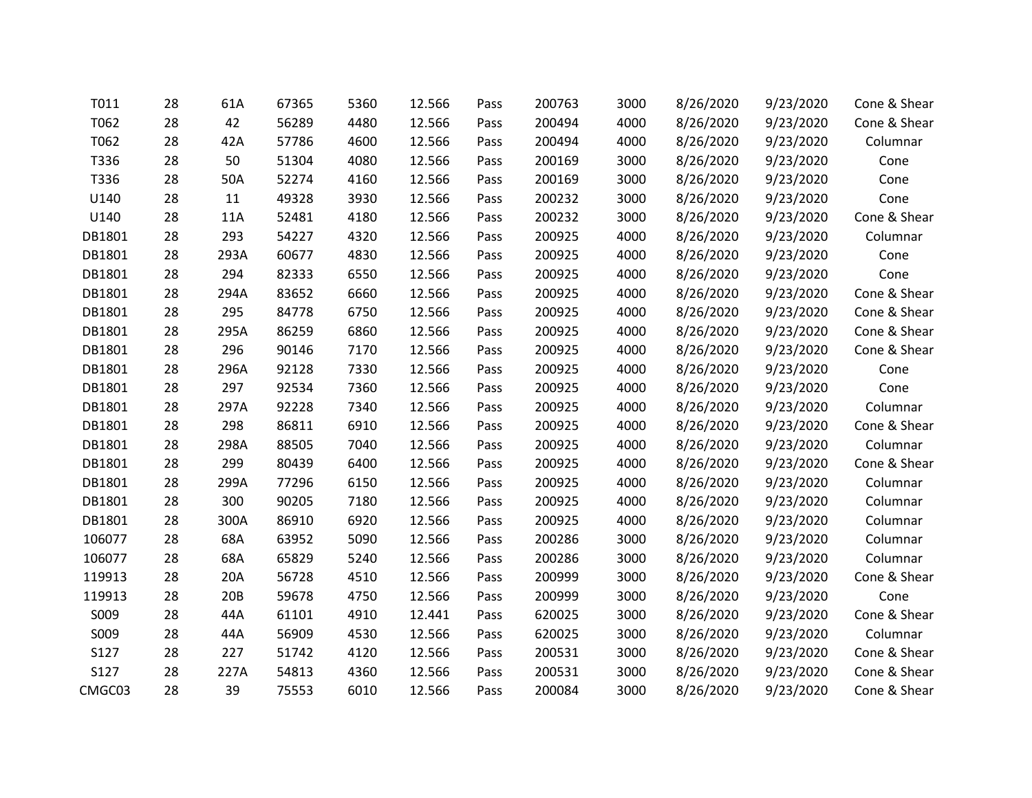| | | | | | | | | | | | |
|---|---|---|---|---|---|---|---|---|---|---|---|
| T011 | 28 | 61A | 67365 | 5360 | 12.566 | Pass | 200763 | 3000 | 8/26/2020 | 9/23/2020 | Cone & Shear |
| T062 | 28 | 42 | 56289 | 4480 | 12.566 | Pass | 200494 | 4000 | 8/26/2020 | 9/23/2020 | Cone & Shear |
| T062 | 28 | 42A | 57786 | 4600 | 12.566 | Pass | 200494 | 4000 | 8/26/2020 | 9/23/2020 | Columnar |
| T336 | 28 | 50 | 51304 | 4080 | 12.566 | Pass | 200169 | 3000 | 8/26/2020 | 9/23/2020 | Cone |
| T336 | 28 | 50A | 52274 | 4160 | 12.566 | Pass | 200169 | 3000 | 8/26/2020 | 9/23/2020 | Cone |
| U140 | 28 | 11 | 49328 | 3930 | 12.566 | Pass | 200232 | 3000 | 8/26/2020 | 9/23/2020 | Cone |
| U140 | 28 | 11A | 52481 | 4180 | 12.566 | Pass | 200232 | 3000 | 8/26/2020 | 9/23/2020 | Cone & Shear |
| DB1801 | 28 | 293 | 54227 | 4320 | 12.566 | Pass | 200925 | 4000 | 8/26/2020 | 9/23/2020 | Columnar |
| DB1801 | 28 | 293A | 60677 | 4830 | 12.566 | Pass | 200925 | 4000 | 8/26/2020 | 9/23/2020 | Cone |
| DB1801 | 28 | 294 | 82333 | 6550 | 12.566 | Pass | 200925 | 4000 | 8/26/2020 | 9/23/2020 | Cone |
| DB1801 | 28 | 294A | 83652 | 6660 | 12.566 | Pass | 200925 | 4000 | 8/26/2020 | 9/23/2020 | Cone & Shear |
| DB1801 | 28 | 295 | 84778 | 6750 | 12.566 | Pass | 200925 | 4000 | 8/26/2020 | 9/23/2020 | Cone & Shear |
| DB1801 | 28 | 295A | 86259 | 6860 | 12.566 | Pass | 200925 | 4000 | 8/26/2020 | 9/23/2020 | Cone & Shear |
| DB1801 | 28 | 296 | 90146 | 7170 | 12.566 | Pass | 200925 | 4000 | 8/26/2020 | 9/23/2020 | Cone & Shear |
| DB1801 | 28 | 296A | 92128 | 7330 | 12.566 | Pass | 200925 | 4000 | 8/26/2020 | 9/23/2020 | Cone |
| DB1801 | 28 | 297 | 92534 | 7360 | 12.566 | Pass | 200925 | 4000 | 8/26/2020 | 9/23/2020 | Cone |
| DB1801 | 28 | 297A | 92228 | 7340 | 12.566 | Pass | 200925 | 4000 | 8/26/2020 | 9/23/2020 | Columnar |
| DB1801 | 28 | 298 | 86811 | 6910 | 12.566 | Pass | 200925 | 4000 | 8/26/2020 | 9/23/2020 | Cone & Shear |
| DB1801 | 28 | 298A | 88505 | 7040 | 12.566 | Pass | 200925 | 4000 | 8/26/2020 | 9/23/2020 | Columnar |
| DB1801 | 28 | 299 | 80439 | 6400 | 12.566 | Pass | 200925 | 4000 | 8/26/2020 | 9/23/2020 | Cone & Shear |
| DB1801 | 28 | 299A | 77296 | 6150 | 12.566 | Pass | 200925 | 4000 | 8/26/2020 | 9/23/2020 | Columnar |
| DB1801 | 28 | 300 | 90205 | 7180 | 12.566 | Pass | 200925 | 4000 | 8/26/2020 | 9/23/2020 | Columnar |
| DB1801 | 28 | 300A | 86910 | 6920 | 12.566 | Pass | 200925 | 4000 | 8/26/2020 | 9/23/2020 | Columnar |
| 106077 | 28 | 68A | 63952 | 5090 | 12.566 | Pass | 200286 | 3000 | 8/26/2020 | 9/23/2020 | Columnar |
| 106077 | 28 | 68A | 65829 | 5240 | 12.566 | Pass | 200286 | 3000 | 8/26/2020 | 9/23/2020 | Columnar |
| 119913 | 28 | 20A | 56728 | 4510 | 12.566 | Pass | 200999 | 3000 | 8/26/2020 | 9/23/2020 | Cone & Shear |
| 119913 | 28 | 20B | 59678 | 4750 | 12.566 | Pass | 200999 | 3000 | 8/26/2020 | 9/23/2020 | Cone |
| S009 | 28 | 44A | 61101 | 4910 | 12.441 | Pass | 620025 | 3000 | 8/26/2020 | 9/23/2020 | Cone & Shear |
| S009 | 28 | 44A | 56909 | 4530 | 12.566 | Pass | 620025 | 3000 | 8/26/2020 | 9/23/2020 | Columnar |
| S127 | 28 | 227 | 51742 | 4120 | 12.566 | Pass | 200531 | 3000 | 8/26/2020 | 9/23/2020 | Cone & Shear |
| S127 | 28 | 227A | 54813 | 4360 | 12.566 | Pass | 200531 | 3000 | 8/26/2020 | 9/23/2020 | Cone & Shear |
| CMGC03 | 28 | 39 | 75553 | 6010 | 12.566 | Pass | 200084 | 3000 | 8/26/2020 | 9/23/2020 | Cone & Shear |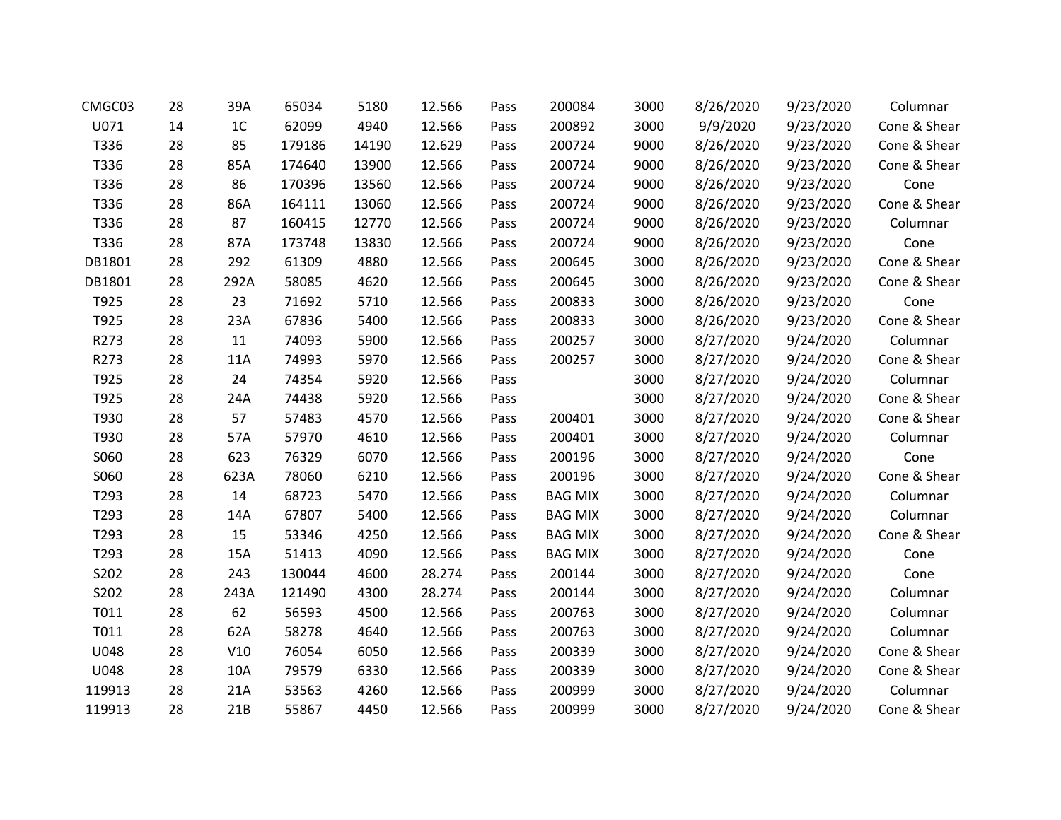| | | | | | | | | | | | |
|---|---|---|---|---|---|---|---|---|---|---|---|
| CMGC03 | 28 | 39A | 65034 | 5180 | 12.566 | Pass | 200084 | 3000 | 8/26/2020 | 9/23/2020 | Columnar |
| U071 | 14 | 1C | 62099 | 4940 | 12.566 | Pass | 200892 | 3000 | 9/9/2020 | 9/23/2020 | Cone & Shear |
| T336 | 28 | 85 | 179186 | 14190 | 12.629 | Pass | 200724 | 9000 | 8/26/2020 | 9/23/2020 | Cone & Shear |
| T336 | 28 | 85A | 174640 | 13900 | 12.566 | Pass | 200724 | 9000 | 8/26/2020 | 9/23/2020 | Cone & Shear |
| T336 | 28 | 86 | 170396 | 13560 | 12.566 | Pass | 200724 | 9000 | 8/26/2020 | 9/23/2020 | Cone |
| T336 | 28 | 86A | 164111 | 13060 | 12.566 | Pass | 200724 | 9000 | 8/26/2020 | 9/23/2020 | Cone & Shear |
| T336 | 28 | 87 | 160415 | 12770 | 12.566 | Pass | 200724 | 9000 | 8/26/2020 | 9/23/2020 | Columnar |
| T336 | 28 | 87A | 173748 | 13830 | 12.566 | Pass | 200724 | 9000 | 8/26/2020 | 9/23/2020 | Cone |
| DB1801 | 28 | 292 | 61309 | 4880 | 12.566 | Pass | 200645 | 3000 | 8/26/2020 | 9/23/2020 | Cone & Shear |
| DB1801 | 28 | 292A | 58085 | 4620 | 12.566 | Pass | 200645 | 3000 | 8/26/2020 | 9/23/2020 | Cone & Shear |
| T925 | 28 | 23 | 71692 | 5710 | 12.566 | Pass | 200833 | 3000 | 8/26/2020 | 9/23/2020 | Cone |
| T925 | 28 | 23A | 67836 | 5400 | 12.566 | Pass | 200833 | 3000 | 8/26/2020 | 9/23/2020 | Cone & Shear |
| R273 | 28 | 11 | 74093 | 5900 | 12.566 | Pass | 200257 | 3000 | 8/27/2020 | 9/24/2020 | Columnar |
| R273 | 28 | 11A | 74993 | 5970 | 12.566 | Pass | 200257 | 3000 | 8/27/2020 | 9/24/2020 | Cone & Shear |
| T925 | 28 | 24 | 74354 | 5920 | 12.566 | Pass | | 3000 | 8/27/2020 | 9/24/2020 | Columnar |
| T925 | 28 | 24A | 74438 | 5920 | 12.566 | Pass | | 3000 | 8/27/2020 | 9/24/2020 | Cone & Shear |
| T930 | 28 | 57 | 57483 | 4570 | 12.566 | Pass | 200401 | 3000 | 8/27/2020 | 9/24/2020 | Cone & Shear |
| T930 | 28 | 57A | 57970 | 4610 | 12.566 | Pass | 200401 | 3000 | 8/27/2020 | 9/24/2020 | Columnar |
| S060 | 28 | 623 | 76329 | 6070 | 12.566 | Pass | 200196 | 3000 | 8/27/2020 | 9/24/2020 | Cone |
| S060 | 28 | 623A | 78060 | 6210 | 12.566 | Pass | 200196 | 3000 | 8/27/2020 | 9/24/2020 | Cone & Shear |
| T293 | 28 | 14 | 68723 | 5470 | 12.566 | Pass | BAG MIX | 3000 | 8/27/2020 | 9/24/2020 | Columnar |
| T293 | 28 | 14A | 67807 | 5400 | 12.566 | Pass | BAG MIX | 3000 | 8/27/2020 | 9/24/2020 | Columnar |
| T293 | 28 | 15 | 53346 | 4250 | 12.566 | Pass | BAG MIX | 3000 | 8/27/2020 | 9/24/2020 | Cone & Shear |
| T293 | 28 | 15A | 51413 | 4090 | 12.566 | Pass | BAG MIX | 3000 | 8/27/2020 | 9/24/2020 | Cone |
| S202 | 28 | 243 | 130044 | 4600 | 28.274 | Pass | 200144 | 3000 | 8/27/2020 | 9/24/2020 | Cone |
| S202 | 28 | 243A | 121490 | 4300 | 28.274 | Pass | 200144 | 3000 | 8/27/2020 | 9/24/2020 | Columnar |
| T011 | 28 | 62 | 56593 | 4500 | 12.566 | Pass | 200763 | 3000 | 8/27/2020 | 9/24/2020 | Columnar |
| T011 | 28 | 62A | 58278 | 4640 | 12.566 | Pass | 200763 | 3000 | 8/27/2020 | 9/24/2020 | Columnar |
| U048 | 28 | V10 | 76054 | 6050 | 12.566 | Pass | 200339 | 3000 | 8/27/2020 | 9/24/2020 | Cone & Shear |
| U048 | 28 | 10A | 79579 | 6330 | 12.566 | Pass | 200339 | 3000 | 8/27/2020 | 9/24/2020 | Cone & Shear |
| 119913 | 28 | 21A | 53563 | 4260 | 12.566 | Pass | 200999 | 3000 | 8/27/2020 | 9/24/2020 | Columnar |
| 119913 | 28 | 21B | 55867 | 4450 | 12.566 | Pass | 200999 | 3000 | 8/27/2020 | 9/24/2020 | Cone & Shear |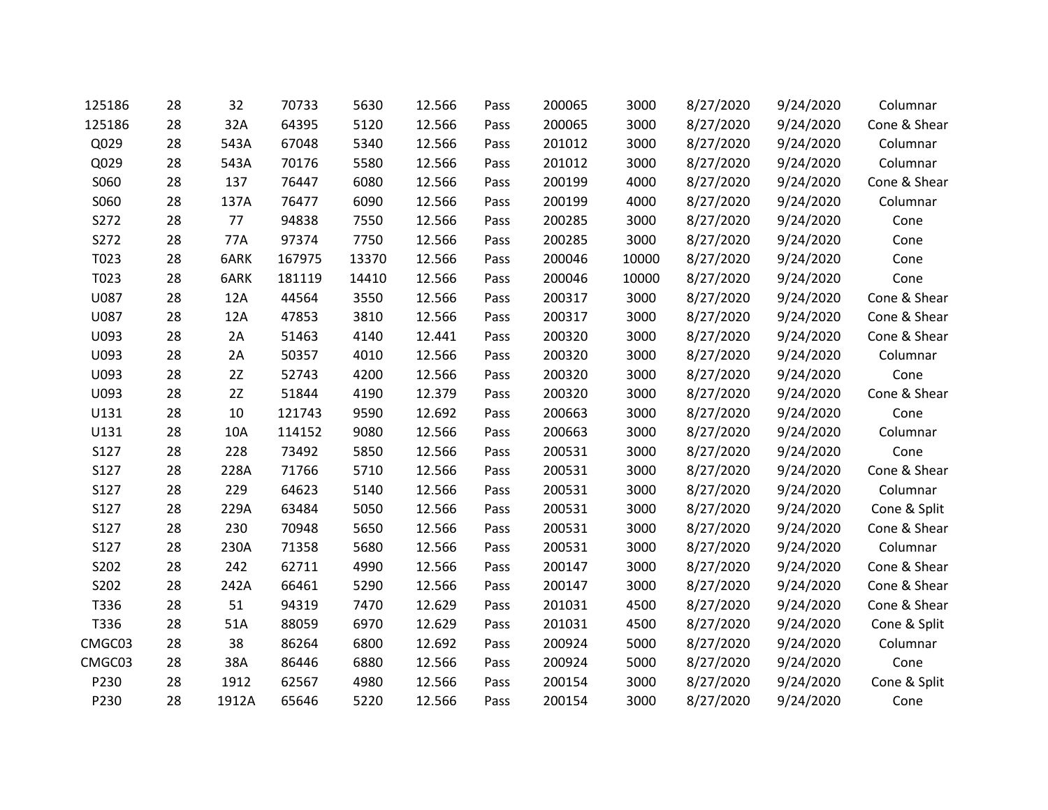| | | | | | | | | | | | |
|---|---|---|---|---|---|---|---|---|---|---|---|
| 125186 | 28 | 32 | 70733 | 5630 | 12.566 | Pass | 200065 | 3000 | 8/27/2020 | 9/24/2020 | Columnar |
| 125186 | 28 | 32A | 64395 | 5120 | 12.566 | Pass | 200065 | 3000 | 8/27/2020 | 9/24/2020 | Cone & Shear |
| Q029 | 28 | 543A | 67048 | 5340 | 12.566 | Pass | 201012 | 3000 | 8/27/2020 | 9/24/2020 | Columnar |
| Q029 | 28 | 543A | 70176 | 5580 | 12.566 | Pass | 201012 | 3000 | 8/27/2020 | 9/24/2020 | Columnar |
| S060 | 28 | 137 | 76447 | 6080 | 12.566 | Pass | 200199 | 4000 | 8/27/2020 | 9/24/2020 | Cone & Shear |
| S060 | 28 | 137A | 76477 | 6090 | 12.566 | Pass | 200199 | 4000 | 8/27/2020 | 9/24/2020 | Columnar |
| S272 | 28 | 77 | 94838 | 7550 | 12.566 | Pass | 200285 | 3000 | 8/27/2020 | 9/24/2020 | Cone |
| S272 | 28 | 77A | 97374 | 7750 | 12.566 | Pass | 200285 | 3000 | 8/27/2020 | 9/24/2020 | Cone |
| T023 | 28 | 6ARK | 167975 | 13370 | 12.566 | Pass | 200046 | 10000 | 8/27/2020 | 9/24/2020 | Cone |
| T023 | 28 | 6ARK | 181119 | 14410 | 12.566 | Pass | 200046 | 10000 | 8/27/2020 | 9/24/2020 | Cone |
| U087 | 28 | 12A | 44564 | 3550 | 12.566 | Pass | 200317 | 3000 | 8/27/2020 | 9/24/2020 | Cone & Shear |
| U087 | 28 | 12A | 47853 | 3810 | 12.566 | Pass | 200317 | 3000 | 8/27/2020 | 9/24/2020 | Cone & Shear |
| U093 | 28 | 2A | 51463 | 4140 | 12.441 | Pass | 200320 | 3000 | 8/27/2020 | 9/24/2020 | Cone & Shear |
| U093 | 28 | 2A | 50357 | 4010 | 12.566 | Pass | 200320 | 3000 | 8/27/2020 | 9/24/2020 | Columnar |
| U093 | 28 | 2Z | 52743 | 4200 | 12.566 | Pass | 200320 | 3000 | 8/27/2020 | 9/24/2020 | Cone |
| U093 | 28 | 2Z | 51844 | 4190 | 12.379 | Pass | 200320 | 3000 | 8/27/2020 | 9/24/2020 | Cone & Shear |
| U131 | 28 | 10 | 121743 | 9590 | 12.692 | Pass | 200663 | 3000 | 8/27/2020 | 9/24/2020 | Cone |
| U131 | 28 | 10A | 114152 | 9080 | 12.566 | Pass | 200663 | 3000 | 8/27/2020 | 9/24/2020 | Columnar |
| S127 | 28 | 228 | 73492 | 5850 | 12.566 | Pass | 200531 | 3000 | 8/27/2020 | 9/24/2020 | Cone |
| S127 | 28 | 228A | 71766 | 5710 | 12.566 | Pass | 200531 | 3000 | 8/27/2020 | 9/24/2020 | Cone & Shear |
| S127 | 28 | 229 | 64623 | 5140 | 12.566 | Pass | 200531 | 3000 | 8/27/2020 | 9/24/2020 | Columnar |
| S127 | 28 | 229A | 63484 | 5050 | 12.566 | Pass | 200531 | 3000 | 8/27/2020 | 9/24/2020 | Cone & Split |
| S127 | 28 | 230 | 70948 | 5650 | 12.566 | Pass | 200531 | 3000 | 8/27/2020 | 9/24/2020 | Cone & Shear |
| S127 | 28 | 230A | 71358 | 5680 | 12.566 | Pass | 200531 | 3000 | 8/27/2020 | 9/24/2020 | Columnar |
| S202 | 28 | 242 | 62711 | 4990 | 12.566 | Pass | 200147 | 3000 | 8/27/2020 | 9/24/2020 | Cone & Shear |
| S202 | 28 | 242A | 66461 | 5290 | 12.566 | Pass | 200147 | 3000 | 8/27/2020 | 9/24/2020 | Cone & Shear |
| T336 | 28 | 51 | 94319 | 7470 | 12.629 | Pass | 201031 | 4500 | 8/27/2020 | 9/24/2020 | Cone & Shear |
| T336 | 28 | 51A | 88059 | 6970 | 12.629 | Pass | 201031 | 4500 | 8/27/2020 | 9/24/2020 | Cone & Split |
| CMGC03 | 28 | 38 | 86264 | 6800 | 12.692 | Pass | 200924 | 5000 | 8/27/2020 | 9/24/2020 | Columnar |
| CMGC03 | 28 | 38A | 86446 | 6880 | 12.566 | Pass | 200924 | 5000 | 8/27/2020 | 9/24/2020 | Cone |
| P230 | 28 | 1912 | 62567 | 4980 | 12.566 | Pass | 200154 | 3000 | 8/27/2020 | 9/24/2020 | Cone & Split |
| P230 | 28 | 1912A | 65646 | 5220 | 12.566 | Pass | 200154 | 3000 | 8/27/2020 | 9/24/2020 | Cone |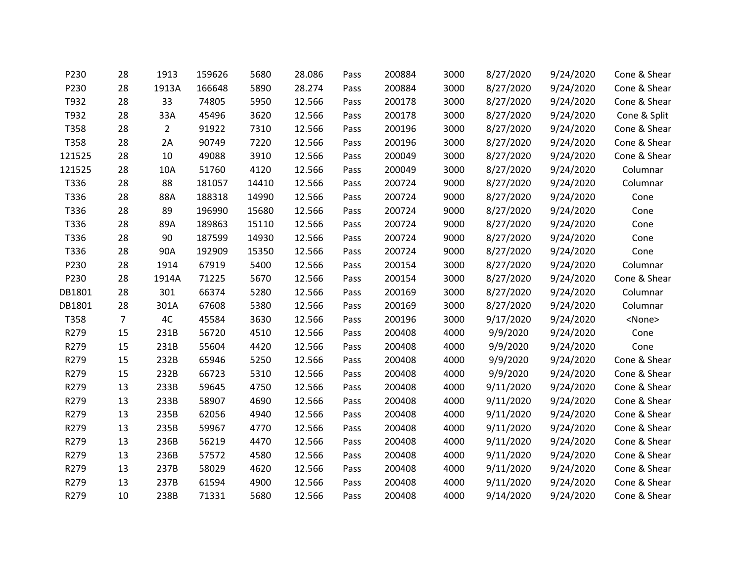| | | | | | | | | | | | |
|---|---|---|---|---|---|---|---|---|---|---|---|
| P230 | 28 | 1913 | 159626 | 5680 | 28.086 | Pass | 200884 | 3000 | 8/27/2020 | 9/24/2020 | Cone & Shear |
| P230 | 28 | 1913A | 166648 | 5890 | 28.274 | Pass | 200884 | 3000 | 8/27/2020 | 9/24/2020 | Cone & Shear |
| T932 | 28 | 33 | 74805 | 5950 | 12.566 | Pass | 200178 | 3000 | 8/27/2020 | 9/24/2020 | Cone & Shear |
| T932 | 28 | 33A | 45496 | 3620 | 12.566 | Pass | 200178 | 3000 | 8/27/2020 | 9/24/2020 | Cone & Split |
| T358 | 28 | 2 | 91922 | 7310 | 12.566 | Pass | 200196 | 3000 | 8/27/2020 | 9/24/2020 | Cone & Shear |
| T358 | 28 | 2A | 90749 | 7220 | 12.566 | Pass | 200196 | 3000 | 8/27/2020 | 9/24/2020 | Cone & Shear |
| 121525 | 28 | 10 | 49088 | 3910 | 12.566 | Pass | 200049 | 3000 | 8/27/2020 | 9/24/2020 | Cone & Shear |
| 121525 | 28 | 10A | 51760 | 4120 | 12.566 | Pass | 200049 | 3000 | 8/27/2020 | 9/24/2020 | Columnar |
| T336 | 28 | 88 | 181057 | 14410 | 12.566 | Pass | 200724 | 9000 | 8/27/2020 | 9/24/2020 | Columnar |
| T336 | 28 | 88A | 188318 | 14990 | 12.566 | Pass | 200724 | 9000 | 8/27/2020 | 9/24/2020 | Cone |
| T336 | 28 | 89 | 196990 | 15680 | 12.566 | Pass | 200724 | 9000 | 8/27/2020 | 9/24/2020 | Cone |
| T336 | 28 | 89A | 189863 | 15110 | 12.566 | Pass | 200724 | 9000 | 8/27/2020 | 9/24/2020 | Cone |
| T336 | 28 | 90 | 187599 | 14930 | 12.566 | Pass | 200724 | 9000 | 8/27/2020 | 9/24/2020 | Cone |
| T336 | 28 | 90A | 192909 | 15350 | 12.566 | Pass | 200724 | 9000 | 8/27/2020 | 9/24/2020 | Cone |
| P230 | 28 | 1914 | 67919 | 5400 | 12.566 | Pass | 200154 | 3000 | 8/27/2020 | 9/24/2020 | Columnar |
| P230 | 28 | 1914A | 71225 | 5670 | 12.566 | Pass | 200154 | 3000 | 8/27/2020 | 9/24/2020 | Cone & Shear |
| DB1801 | 28 | 301 | 66374 | 5280 | 12.566 | Pass | 200169 | 3000 | 8/27/2020 | 9/24/2020 | Columnar |
| DB1801 | 28 | 301A | 67608 | 5380 | 12.566 | Pass | 200169 | 3000 | 8/27/2020 | 9/24/2020 | Columnar |
| T358 | 7 | 4C | 45584 | 3630 | 12.566 | Pass | 200196 | 3000 | 9/17/2020 | 9/24/2020 | <None> |
| R279 | 15 | 231B | 56720 | 4510 | 12.566 | Pass | 200408 | 4000 | 9/9/2020 | 9/24/2020 | Cone |
| R279 | 15 | 231B | 55604 | 4420 | 12.566 | Pass | 200408 | 4000 | 9/9/2020 | 9/24/2020 | Cone |
| R279 | 15 | 232B | 65946 | 5250 | 12.566 | Pass | 200408 | 4000 | 9/9/2020 | 9/24/2020 | Cone & Shear |
| R279 | 15 | 232B | 66723 | 5310 | 12.566 | Pass | 200408 | 4000 | 9/9/2020 | 9/24/2020 | Cone & Shear |
| R279 | 13 | 233B | 59645 | 4750 | 12.566 | Pass | 200408 | 4000 | 9/11/2020 | 9/24/2020 | Cone & Shear |
| R279 | 13 | 233B | 58907 | 4690 | 12.566 | Pass | 200408 | 4000 | 9/11/2020 | 9/24/2020 | Cone & Shear |
| R279 | 13 | 235B | 62056 | 4940 | 12.566 | Pass | 200408 | 4000 | 9/11/2020 | 9/24/2020 | Cone & Shear |
| R279 | 13 | 235B | 59967 | 4770 | 12.566 | Pass | 200408 | 4000 | 9/11/2020 | 9/24/2020 | Cone & Shear |
| R279 | 13 | 236B | 56219 | 4470 | 12.566 | Pass | 200408 | 4000 | 9/11/2020 | 9/24/2020 | Cone & Shear |
| R279 | 13 | 236B | 57572 | 4580 | 12.566 | Pass | 200408 | 4000 | 9/11/2020 | 9/24/2020 | Cone & Shear |
| R279 | 13 | 237B | 58029 | 4620 | 12.566 | Pass | 200408 | 4000 | 9/11/2020 | 9/24/2020 | Cone & Shear |
| R279 | 13 | 237B | 61594 | 4900 | 12.566 | Pass | 200408 | 4000 | 9/11/2020 | 9/24/2020 | Cone & Shear |
| R279 | 10 | 238B | 71331 | 5680 | 12.566 | Pass | 200408 | 4000 | 9/14/2020 | 9/24/2020 | Cone & Shear |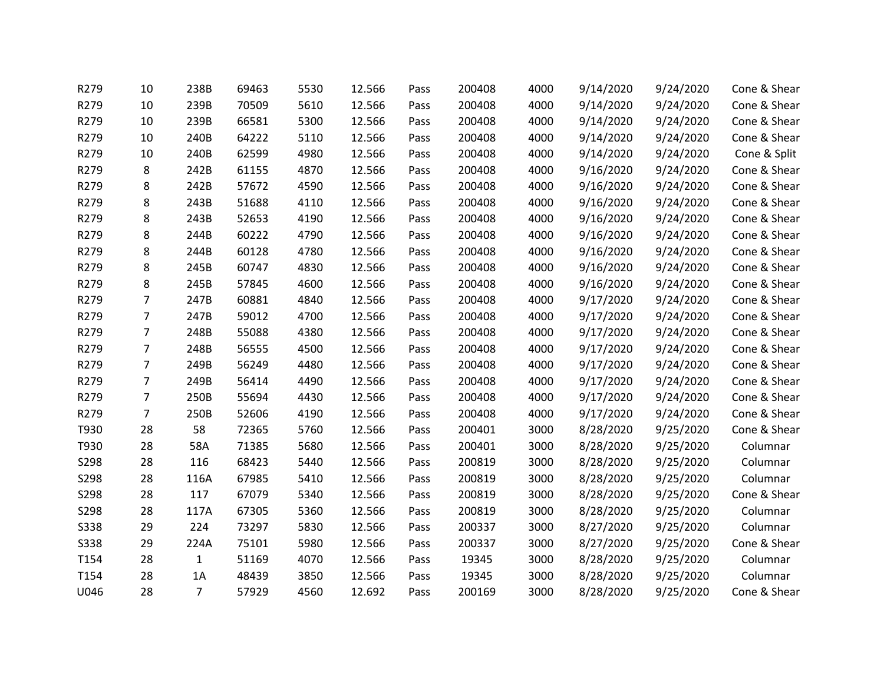| | | | | | | | | | | | |
|---|---|---|---|---|---|---|---|---|---|---|---|
| R279 | 10 | 238B | 69463 | 5530 | 12.566 | Pass | 200408 | 4000 | 9/14/2020 | 9/24/2020 | Cone & Shear |
| R279 | 10 | 239B | 70509 | 5610 | 12.566 | Pass | 200408 | 4000 | 9/14/2020 | 9/24/2020 | Cone & Shear |
| R279 | 10 | 239B | 66581 | 5300 | 12.566 | Pass | 200408 | 4000 | 9/14/2020 | 9/24/2020 | Cone & Shear |
| R279 | 10 | 240B | 64222 | 5110 | 12.566 | Pass | 200408 | 4000 | 9/14/2020 | 9/24/2020 | Cone & Shear |
| R279 | 10 | 240B | 62599 | 4980 | 12.566 | Pass | 200408 | 4000 | 9/14/2020 | 9/24/2020 | Cone & Split |
| R279 | 8 | 242B | 61155 | 4870 | 12.566 | Pass | 200408 | 4000 | 9/16/2020 | 9/24/2020 | Cone & Shear |
| R279 | 8 | 242B | 57672 | 4590 | 12.566 | Pass | 200408 | 4000 | 9/16/2020 | 9/24/2020 | Cone & Shear |
| R279 | 8 | 243B | 51688 | 4110 | 12.566 | Pass | 200408 | 4000 | 9/16/2020 | 9/24/2020 | Cone & Shear |
| R279 | 8 | 243B | 52653 | 4190 | 12.566 | Pass | 200408 | 4000 | 9/16/2020 | 9/24/2020 | Cone & Shear |
| R279 | 8 | 244B | 60222 | 4790 | 12.566 | Pass | 200408 | 4000 | 9/16/2020 | 9/24/2020 | Cone & Shear |
| R279 | 8 | 244B | 60128 | 4780 | 12.566 | Pass | 200408 | 4000 | 9/16/2020 | 9/24/2020 | Cone & Shear |
| R279 | 8 | 245B | 60747 | 4830 | 12.566 | Pass | 200408 | 4000 | 9/16/2020 | 9/24/2020 | Cone & Shear |
| R279 | 8 | 245B | 57845 | 4600 | 12.566 | Pass | 200408 | 4000 | 9/16/2020 | 9/24/2020 | Cone & Shear |
| R279 | 7 | 247B | 60881 | 4840 | 12.566 | Pass | 200408 | 4000 | 9/17/2020 | 9/24/2020 | Cone & Shear |
| R279 | 7 | 247B | 59012 | 4700 | 12.566 | Pass | 200408 | 4000 | 9/17/2020 | 9/24/2020 | Cone & Shear |
| R279 | 7 | 248B | 55088 | 4380 | 12.566 | Pass | 200408 | 4000 | 9/17/2020 | 9/24/2020 | Cone & Shear |
| R279 | 7 | 248B | 56555 | 4500 | 12.566 | Pass | 200408 | 4000 | 9/17/2020 | 9/24/2020 | Cone & Shear |
| R279 | 7 | 249B | 56249 | 4480 | 12.566 | Pass | 200408 | 4000 | 9/17/2020 | 9/24/2020 | Cone & Shear |
| R279 | 7 | 249B | 56414 | 4490 | 12.566 | Pass | 200408 | 4000 | 9/17/2020 | 9/24/2020 | Cone & Shear |
| R279 | 7 | 250B | 55694 | 4430 | 12.566 | Pass | 200408 | 4000 | 9/17/2020 | 9/24/2020 | Cone & Shear |
| R279 | 7 | 250B | 52606 | 4190 | 12.566 | Pass | 200408 | 4000 | 9/17/2020 | 9/24/2020 | Cone & Shear |
| T930 | 28 | 58 | 72365 | 5760 | 12.566 | Pass | 200401 | 3000 | 8/28/2020 | 9/25/2020 | Cone & Shear |
| T930 | 28 | 58A | 71385 | 5680 | 12.566 | Pass | 200401 | 3000 | 8/28/2020 | 9/25/2020 | Columnar |
| S298 | 28 | 116 | 68423 | 5440 | 12.566 | Pass | 200819 | 3000 | 8/28/2020 | 9/25/2020 | Columnar |
| S298 | 28 | 116A | 67985 | 5410 | 12.566 | Pass | 200819 | 3000 | 8/28/2020 | 9/25/2020 | Columnar |
| S298 | 28 | 117 | 67079 | 5340 | 12.566 | Pass | 200819 | 3000 | 8/28/2020 | 9/25/2020 | Cone & Shear |
| S298 | 28 | 117A | 67305 | 5360 | 12.566 | Pass | 200819 | 3000 | 8/28/2020 | 9/25/2020 | Columnar |
| S338 | 29 | 224 | 73297 | 5830 | 12.566 | Pass | 200337 | 3000 | 8/27/2020 | 9/25/2020 | Columnar |
| S338 | 29 | 224A | 75101 | 5980 | 12.566 | Pass | 200337 | 3000 | 8/27/2020 | 9/25/2020 | Cone & Shear |
| T154 | 28 | 1 | 51169 | 4070 | 12.566 | Pass | 19345 | 3000 | 8/28/2020 | 9/25/2020 | Columnar |
| T154 | 28 | 1A | 48439 | 3850 | 12.566 | Pass | 19345 | 3000 | 8/28/2020 | 9/25/2020 | Columnar |
| U046 | 28 | 7 | 57929 | 4560 | 12.692 | Pass | 200169 | 3000 | 8/28/2020 | 9/25/2020 | Cone & Shear |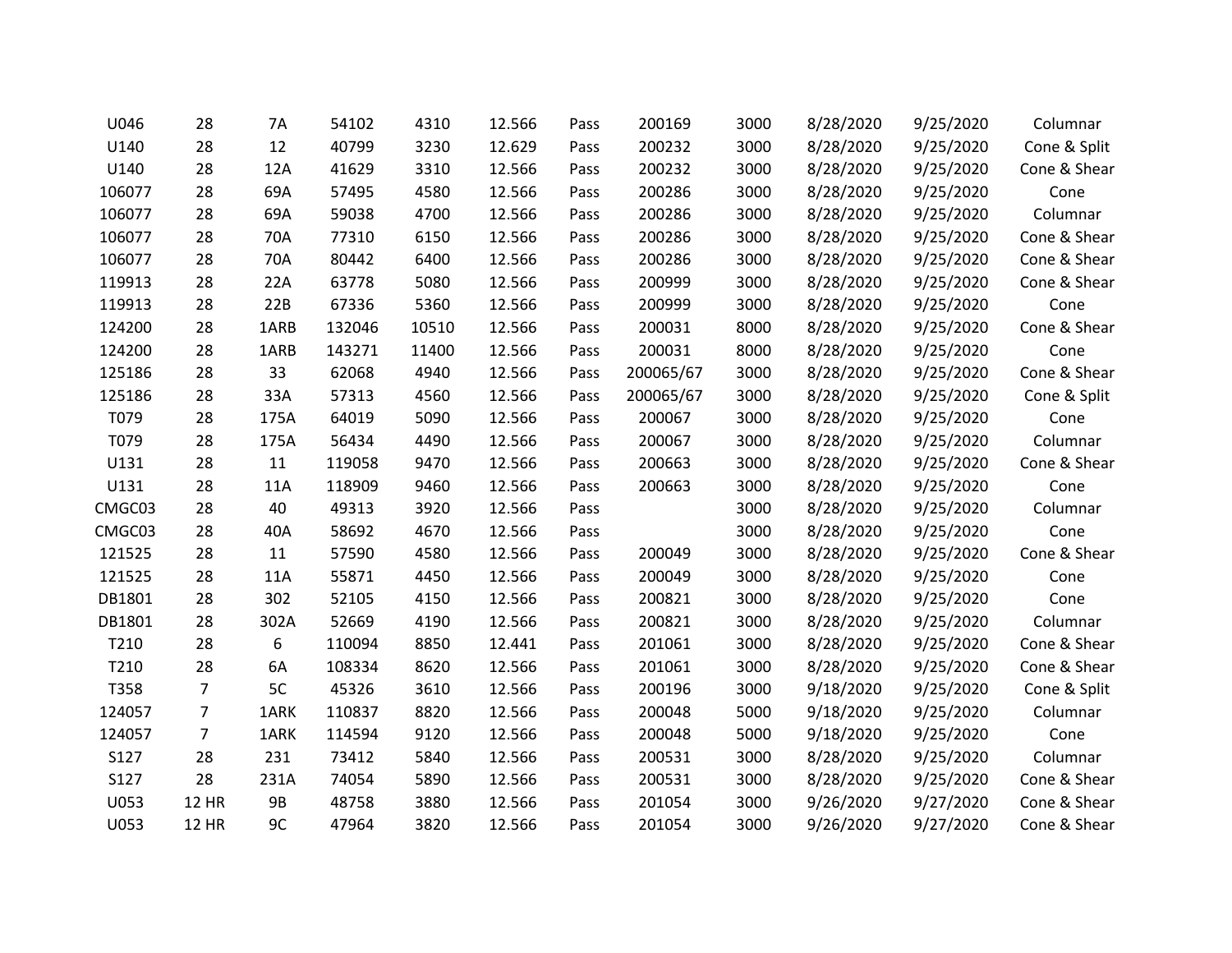| | | | | | | | | | | | |
|---|---|---|---|---|---|---|---|---|---|---|---|
| U046 | 28 | 7A | 54102 | 4310 | 12.566 | Pass | 200169 | 3000 | 8/28/2020 | 9/25/2020 | Columnar |
| U140 | 28 | 12 | 40799 | 3230 | 12.629 | Pass | 200232 | 3000 | 8/28/2020 | 9/25/2020 | Cone & Split |
| U140 | 28 | 12A | 41629 | 3310 | 12.566 | Pass | 200232 | 3000 | 8/28/2020 | 9/25/2020 | Cone & Shear |
| 106077 | 28 | 69A | 57495 | 4580 | 12.566 | Pass | 200286 | 3000 | 8/28/2020 | 9/25/2020 | Cone |
| 106077 | 28 | 69A | 59038 | 4700 | 12.566 | Pass | 200286 | 3000 | 8/28/2020 | 9/25/2020 | Columnar |
| 106077 | 28 | 70A | 77310 | 6150 | 12.566 | Pass | 200286 | 3000 | 8/28/2020 | 9/25/2020 | Cone & Shear |
| 106077 | 28 | 70A | 80442 | 6400 | 12.566 | Pass | 200286 | 3000 | 8/28/2020 | 9/25/2020 | Cone & Shear |
| 119913 | 28 | 22A | 63778 | 5080 | 12.566 | Pass | 200999 | 3000 | 8/28/2020 | 9/25/2020 | Cone & Shear |
| 119913 | 28 | 22B | 67336 | 5360 | 12.566 | Pass | 200999 | 3000 | 8/28/2020 | 9/25/2020 | Cone |
| 124200 | 28 | 1ARB | 132046 | 10510 | 12.566 | Pass | 200031 | 8000 | 8/28/2020 | 9/25/2020 | Cone & Shear |
| 124200 | 28 | 1ARB | 143271 | 11400 | 12.566 | Pass | 200031 | 8000 | 8/28/2020 | 9/25/2020 | Cone |
| 125186 | 28 | 33 | 62068 | 4940 | 12.566 | Pass | 200065/67 | 3000 | 8/28/2020 | 9/25/2020 | Cone & Shear |
| 125186 | 28 | 33A | 57313 | 4560 | 12.566 | Pass | 200065/67 | 3000 | 8/28/2020 | 9/25/2020 | Cone & Split |
| T079 | 28 | 175A | 64019 | 5090 | 12.566 | Pass | 200067 | 3000 | 8/28/2020 | 9/25/2020 | Cone |
| T079 | 28 | 175A | 56434 | 4490 | 12.566 | Pass | 200067 | 3000 | 8/28/2020 | 9/25/2020 | Columnar |
| U131 | 28 | 11 | 119058 | 9470 | 12.566 | Pass | 200663 | 3000 | 8/28/2020 | 9/25/2020 | Cone & Shear |
| U131 | 28 | 11A | 118909 | 9460 | 12.566 | Pass | 200663 | 3000 | 8/28/2020 | 9/25/2020 | Cone |
| CMGC03 | 28 | 40 | 49313 | 3920 | 12.566 | Pass | | 3000 | 8/28/2020 | 9/25/2020 | Columnar |
| CMGC03 | 28 | 40A | 58692 | 4670 | 12.566 | Pass | | 3000 | 8/28/2020 | 9/25/2020 | Cone |
| 121525 | 28 | 11 | 57590 | 4580 | 12.566 | Pass | 200049 | 3000 | 8/28/2020 | 9/25/2020 | Cone & Shear |
| 121525 | 28 | 11A | 55871 | 4450 | 12.566 | Pass | 200049 | 3000 | 8/28/2020 | 9/25/2020 | Cone |
| DB1801 | 28 | 302 | 52105 | 4150 | 12.566 | Pass | 200821 | 3000 | 8/28/2020 | 9/25/2020 | Cone |
| DB1801 | 28 | 302A | 52669 | 4190 | 12.566 | Pass | 200821 | 3000 | 8/28/2020 | 9/25/2020 | Columnar |
| T210 | 28 | 6 | 110094 | 8850 | 12.441 | Pass | 201061 | 3000 | 8/28/2020 | 9/25/2020 | Cone & Shear |
| T210 | 28 | 6A | 108334 | 8620 | 12.566 | Pass | 201061 | 3000 | 8/28/2020 | 9/25/2020 | Cone & Shear |
| T358 | 7 | 5C | 45326 | 3610 | 12.566 | Pass | 200196 | 3000 | 9/18/2020 | 9/25/2020 | Cone & Split |
| 124057 | 7 | 1ARK | 110837 | 8820 | 12.566 | Pass | 200048 | 5000 | 9/18/2020 | 9/25/2020 | Columnar |
| 124057 | 7 | 1ARK | 114594 | 9120 | 12.566 | Pass | 200048 | 5000 | 9/18/2020 | 9/25/2020 | Cone |
| S127 | 28 | 231 | 73412 | 5840 | 12.566 | Pass | 200531 | 3000 | 8/28/2020 | 9/25/2020 | Columnar |
| S127 | 28 | 231A | 74054 | 5890 | 12.566 | Pass | 200531 | 3000 | 8/28/2020 | 9/25/2020 | Cone & Shear |
| U053 | 12 HR | 9B | 48758 | 3880 | 12.566 | Pass | 201054 | 3000 | 9/26/2020 | 9/27/2020 | Cone & Shear |
| U053 | 12 HR | 9C | 47964 | 3820 | 12.566 | Pass | 201054 | 3000 | 9/26/2020 | 9/27/2020 | Cone & Shear |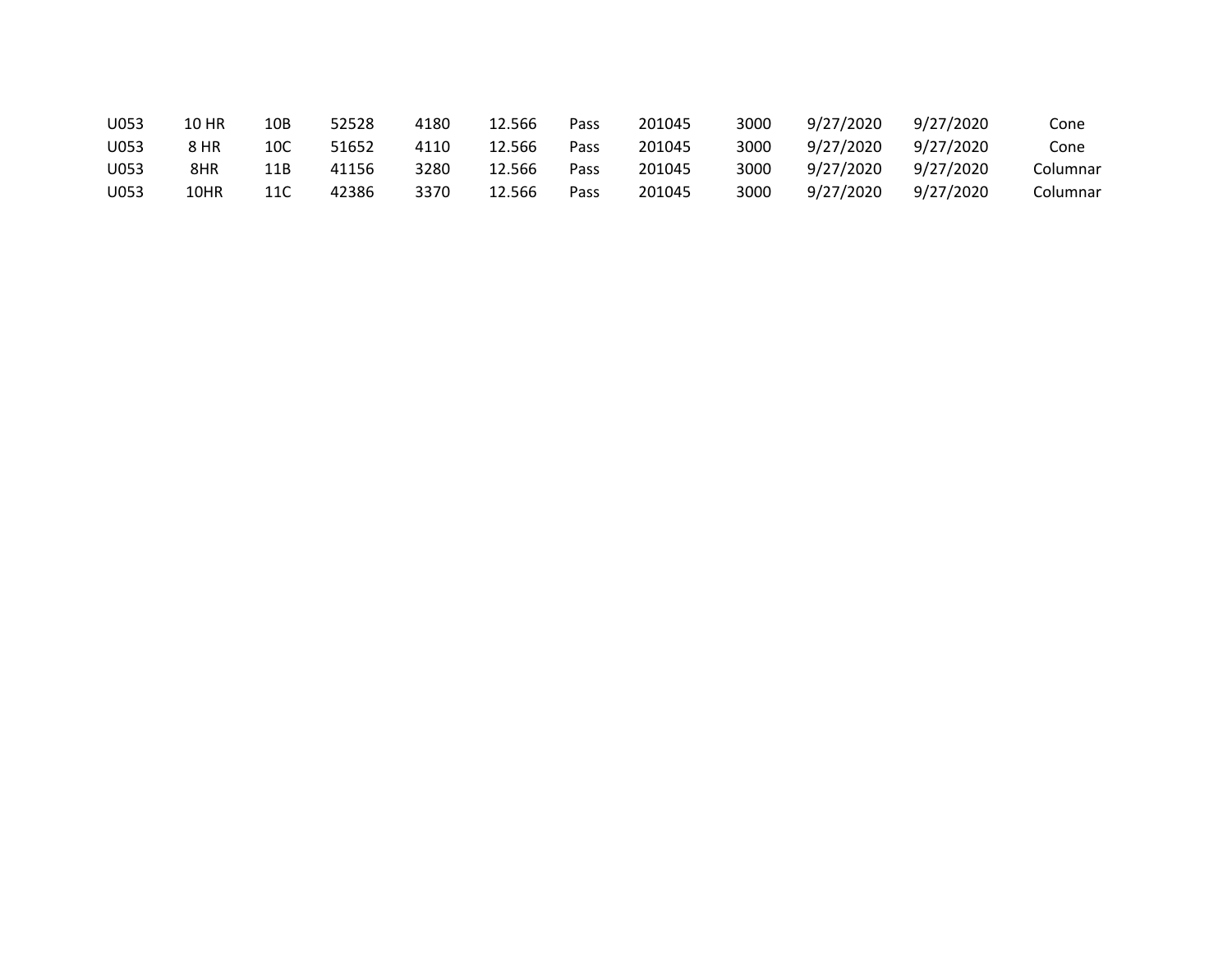| | | | | | | | | | | | |
|---|---|---|---|---|---|---|---|---|---|---|---|
| U053 | 10 HR | 10B | 52528 | 4180 | 12.566 | Pass | 201045 | 3000 | 9/27/2020 | 9/27/2020 | Cone |
| U053 | 8 HR | 10C | 51652 | 4110 | 12.566 | Pass | 201045 | 3000 | 9/27/2020 | 9/27/2020 | Cone |
| U053 | 8HR | 11B | 41156 | 3280 | 12.566 | Pass | 201045 | 3000 | 9/27/2020 | 9/27/2020 | Columnar |
| U053 | 10HR | 11C | 42386 | 3370 | 12.566 | Pass | 201045 | 3000 | 9/27/2020 | 9/27/2020 | Columnar |